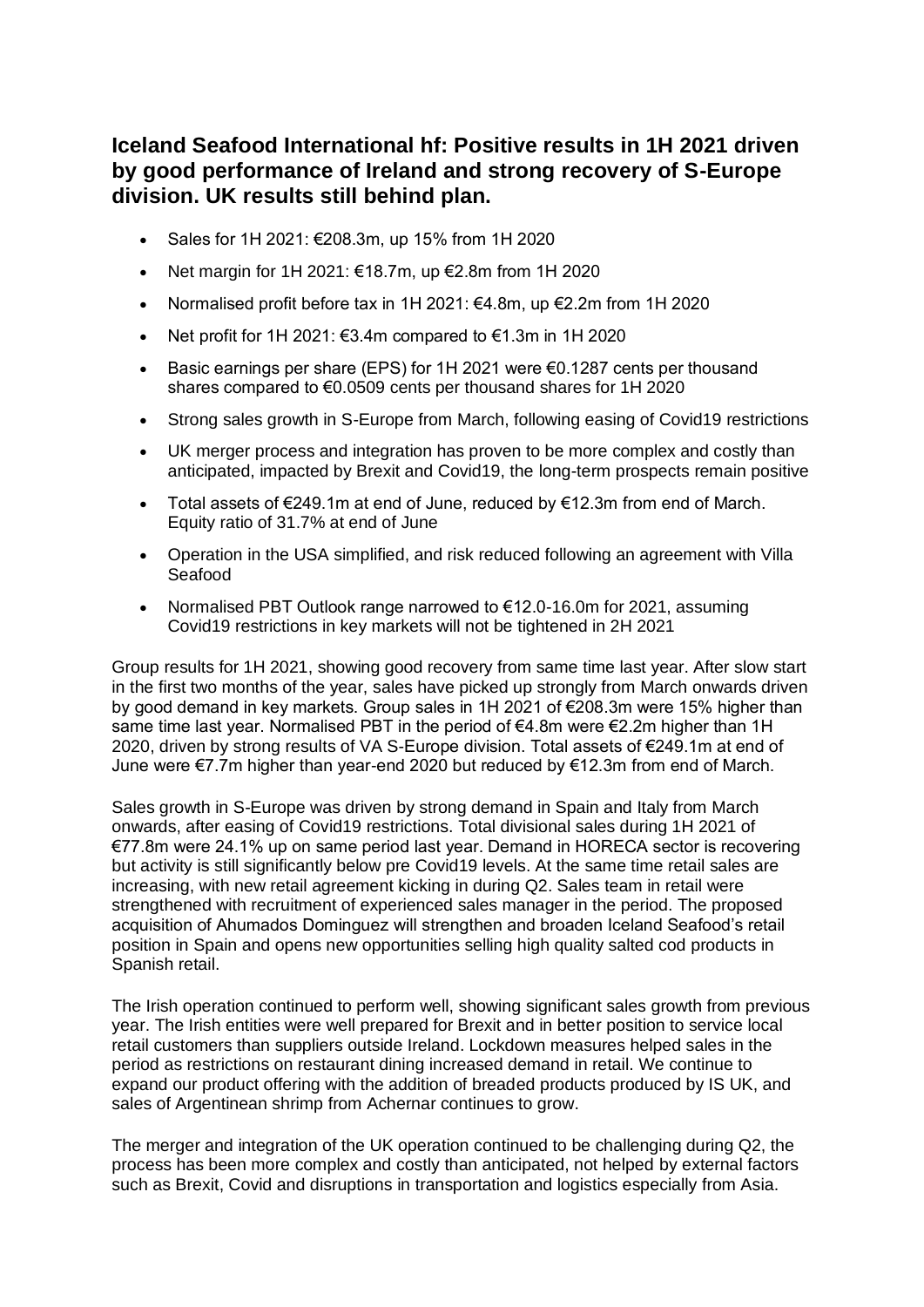## Iceland Seafood International hf: Positive results in 1H 2021 driven by good performance of Ireland and strong recovery of S-Europe division. UK results still behind plan.

- Sales for 1H 2021: €208.3m, up 15% from 1H 2020
- Net margin for 1H 2021: €18.7m, up €2.8m from 1H 2020
- Normalised profit before tax in 1H 2021: €4.8m, up €2.2m from 1H 2020
- Net profit for 1H 2021: €3.4m compared to €1.3m in 1H 2020
- Basic earnings per share (EPS) for 1H 2021 were €0.1287 cents per thousand shares compared to €0.0509 cents per thousand shares for 1H 2020
- Strong sales growth in S-Europe from March, following easing of Covid19 restrictions
- UK merger process and integration has proven to be more complex and costly than anticipated, impacted by Brexit and Covid19, the long-term prospects remain positive
- Total assets of €249.1m at end of June, reduced by €12.3m from end of March. Equity ratio of 31.7% at end of June
- Operation in the USA simplified, and risk reduced following an agreement with Villa Seafood
- Normalised PBT Outlook range narrowed to €12.0-16.0m for 2021, assuming Covid19 restrictions in key markets will not be tightened in 2H 2021

Group results for 1H 2021, showing good recovery from same time last year. After slow start in the first two months of the year, sales have picked up strongly from March onwards driven by good demand in key markets. Group sales in 1H 2021 of €208.3m were 15% higher than same time last year. Normalised PBT in the period of €4.8m were €2.2m higher than 1H 2020, driven by strong results of VA S-Europe division. Total assets of €249.1m at end of June were €7.7m higher than year-end 2020 but reduced by €12.3m from end of March.

Sales growth in S-Europe was driven by strong demand in Spain and Italy from March onwards, after easing of Covid19 restrictions. Total divisional sales during 1H 2021 of €77.8m were 24.1% up on same period last year. Demand in HORECA sector is recovering but activity is still significantly below pre Covid19 levels. At the same time retail sales are increasing, with new retail agreement kicking in during Q2. Sales team in retail were strengthened with recruitment of experienced sales manager in the period. The proposed acquisition of Ahumados Dominguez will strengthen and broaden Iceland Seafood's retail position in Spain and opens new opportunities selling high quality salted cod products in Spanish retail.

The Irish operation continued to perform well, showing significant sales growth from previous year. The Irish entities were well prepared for Brexit and in better position to service local retail customers than suppliers outside Ireland. Lockdown measures helped sales in the period as restrictions on restaurant dining increased demand in retail. We continue to expand our product offering with the addition of breaded products produced by IS UK, and sales of Argentinean shrimp from Achernar continues to grow.

The merger and integration of the UK operation continued to be challenging during Q2, the process has been more complex and costly than anticipated, not helped by external factors such as Brexit, Covid and disruptions in transportation and logistics especially from Asia.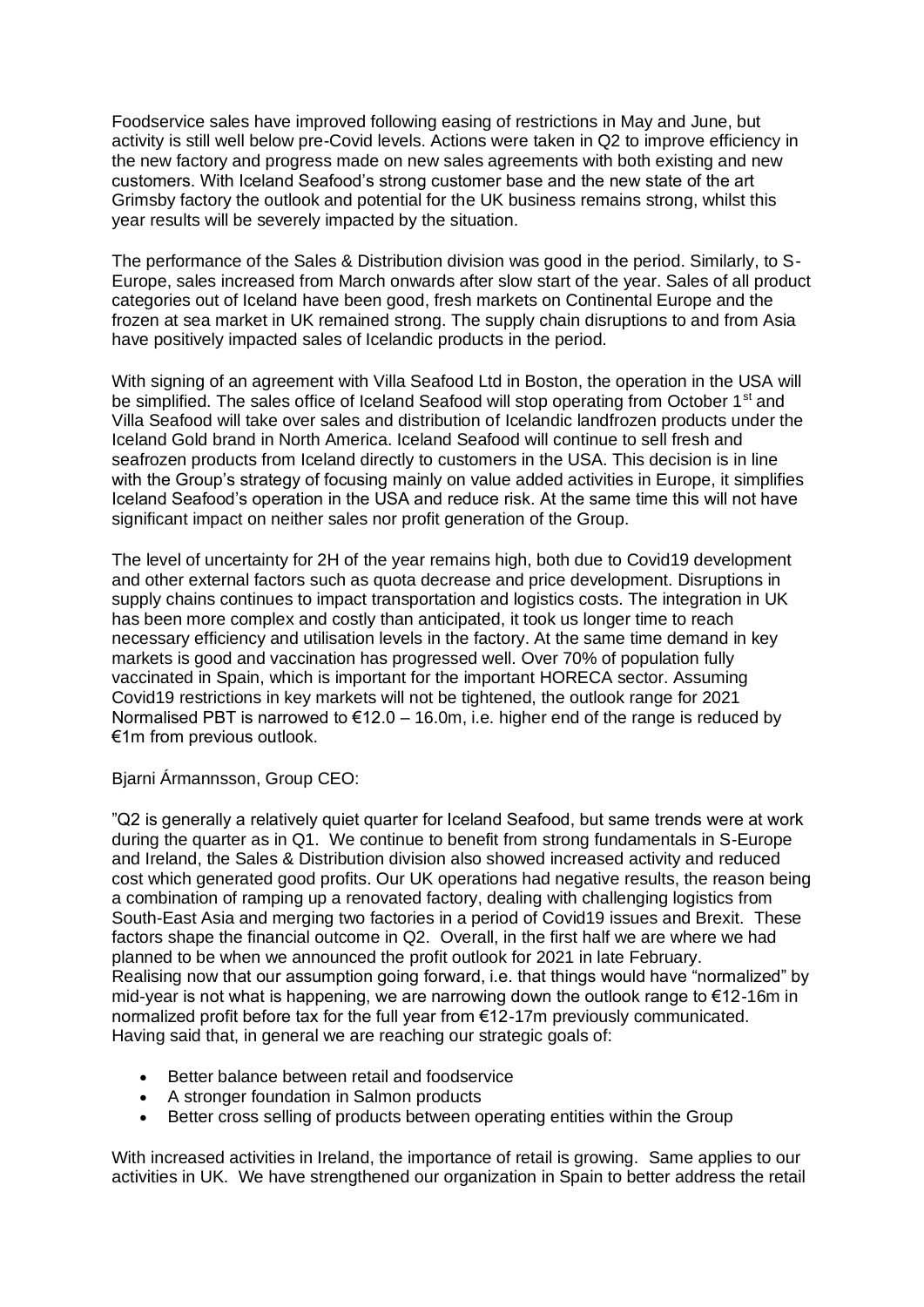Foodservice sales have improved following easing of restrictions in May and June, but activity is still well below pre-Covid levels. Actions were taken in Q2 to improve efficiency in the new factory and progress made on new sales agreements with both existing and new customers. With Iceland Seafood's strong customer base and the new state of the art Grimsby factory the outlook and potential for the UK business remains strong, whilst this year results will be severely impacted by the situation.

The performance of the Sales & Distribution division was good in the period. Similarly, to S-Europe, sales increased from March onwards after slow start of the year. Sales of all product categories out of Iceland have been good, fresh markets on Continental Europe and the frozen at sea market in UK remained strong. The supply chain disruptions to and from Asia have positively impacted sales of Icelandic products in the period.

With signing of an agreement with Villa Seafood Ltd in Boston, the operation in the USA will be simplified. The sales office of Iceland Seafood will stop operating from October 1st and Villa Seafood will take over sales and distribution of Icelandic landfrozen products under the Iceland Gold brand in North America. Iceland Seafood will continue to sell fresh and seafrozen products from Iceland directly to customers in the USA. This decision is in line with the Group's strategy of focusing mainly on value added activities in Europe, it simplifies Iceland Seafood's operation in the USA and reduce risk. At the same time this will not have significant impact on neither sales nor profit generation of the Group.

The level of uncertainty for 2H of the year remains high, both due to Covid19 development and other external factors such as quota decrease and price development. Disruptions in supply chains continues to impact transportation and logistics costs. The integration in UK has been more complex and costly than anticipated, it took us longer time to reach necessary efficiency and utilisation levels in the factory. At the same time demand in key markets is good and vaccination has progressed well. Over 70% of population fully vaccinated in Spain, which is important for the important HORECA sector. Assuming Covid19 restrictions in key markets will not be tightened, the outlook range for 2021 Normalised PBT is narrowed to €12.0 – 16.0m, i.e. higher end of the range is reduced by €1m from previous outlook.

Bjarni Ármannsson, Group CEO:

"Q2 is generally a relatively quiet quarter for Iceland Seafood, but same trends were at work during the quarter as in Q1. We continue to benefit from strong fundamentals in S-Europe and Ireland, the Sales & Distribution division also showed increased activity and reduced cost which generated good profits. Our UK operations had negative results, the reason being a combination of ramping up a renovated factory, dealing with challenging logistics from South-East Asia and merging two factories in a period of Covid19 issues and Brexit. These factors shape the financial outcome in Q2. Overall, in the first half we are where we had planned to be when we announced the profit outlook for 2021 in late February. Realising now that our assumption going forward, i.e. that things would have "normalized" by mid-year is not what is happening, we are narrowing down the outlook range to €12-16m in normalized profit before tax for the full year from €12-17m previously communicated. Having said that, in general we are reaching our strategic goals of:

- Better balance between retail and foodservice
- A stronger foundation in Salmon products
- Better cross selling of products between operating entities within the Group

With increased activities in Ireland, the importance of retail is growing. Same applies to our activities in UK. We have strengthened our organization in Spain to better address the retail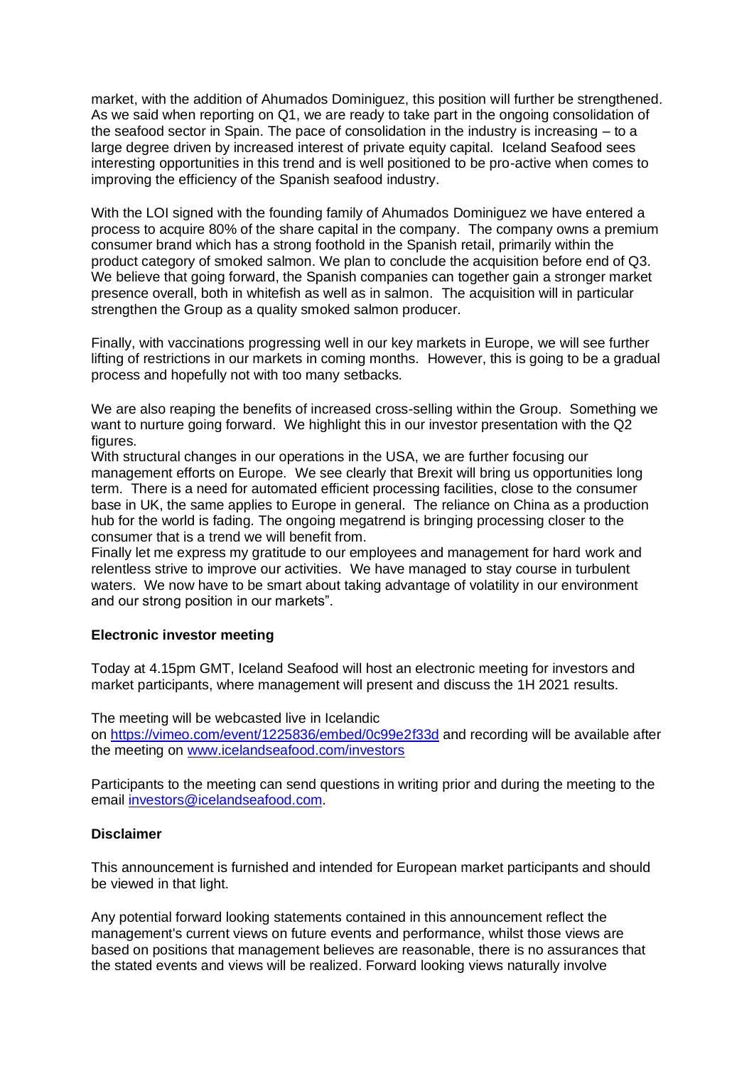market, with the addition of Ahumados Dominiguez, this position will further be strengthened. As we said when reporting on Q1, we are ready to take part in the ongoing consolidation of the seafood sector in Spain. The pace of consolidation in the industry is increasing – to a large degree driven by increased interest of private equity capital. Iceland Seafood sees interesting opportunities in this trend and is well positioned to be pro-active when comes to improving the efficiency of the Spanish seafood industry.

With the LOI signed with the founding family of Ahumados Dominiguez we have entered a process to acquire 80% of the share capital in the company. The company owns a premium consumer brand which has a strong foothold in the Spanish retail, primarily within the product category of smoked salmon. We plan to conclude the acquisition before end of Q3. We believe that going forward, the Spanish companies can together gain a stronger market presence overall, both in whitefish as well as in salmon. The acquisition will in particular strengthen the Group as a quality smoked salmon producer.

Finally, with vaccinations progressing well in our key markets in Europe, we will see further lifting of restrictions in our markets in coming months. However, this is going to be a gradual process and hopefully not with too many setbacks.

We are also reaping the benefits of increased cross-selling within the Group. Something we want to nurture going forward. We highlight this in our investor presentation with the Q2 figures.

With structural changes in our operations in the USA, we are further focusing our management efforts on Europe. We see clearly that Brexit will bring us opportunities long term. There is a need for automated efficient processing facilities, close to the consumer base in UK, the same applies to Europe in general. The reliance on China as a production hub for the world is fading. The ongoing megatrend is bringing processing closer to the consumer that is a trend we will benefit from.

Finally let me express my gratitude to our employees and management for hard work and relentless strive to improve our activities. We have managed to stay course in turbulent waters. We now have to be smart about taking advantage of volatility in our environment and our strong position in our markets".

**Electronic investor meeting**

Today at 4.15pm GMT, Iceland Seafood will host an electronic meeting for investors and market participants, where management will present and discuss the 1H 2021 results.

The meeting will be webcasted live in Icelandic on https://vimeo.com/event/1225836/embed/0c99e2f33d and recording will be available after the meeting on www.icelandseafood.com/investors

Participants to the meeting can send questions in writing prior and during the meeting to the email investors@icelandseafood.com.

**Disclaimer**

This announcement is furnished and intended for European market participants and should be viewed in that light.

Any potential forward looking statements contained in this announcement reflect the management's current views on future events and performance, whilst those views are based on positions that management believes are reasonable, there is no assurances that the stated events and views will be realized. Forward looking views naturally involve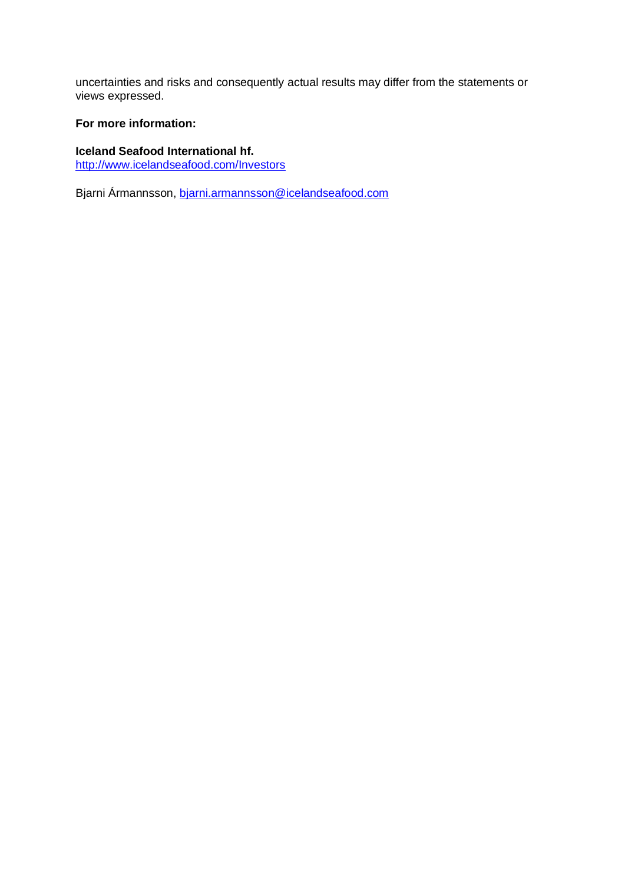uncertainties and risks and consequently actual results may differ from the statements or views expressed.

**For more information:**

**Iceland Seafood International hf.**
[http://www.icelandseafood.com/Investors](http://www.icelandseafood.com/Investors)

Bjarni Ármannsson, [bjarni.armannsson@icelandseafood.com](mailto:bjarni.armannsson@icelandseafood.com)